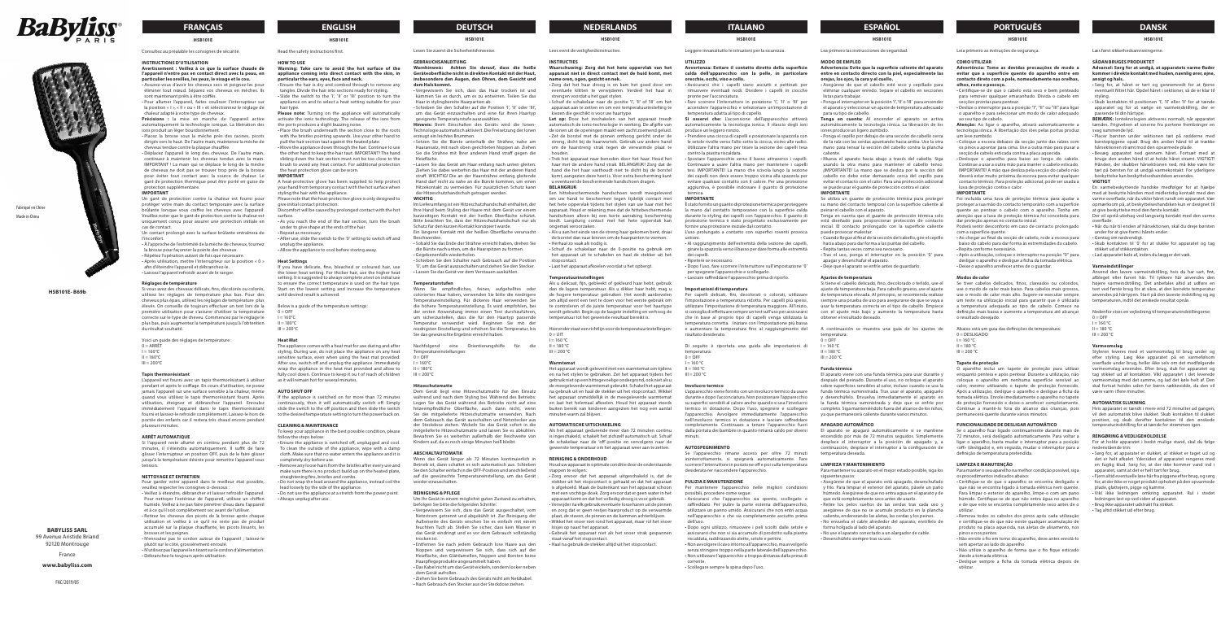# BaByliss PARIS

HSB101E - B69b

Fabriqué en Chine

Made in China

**BABYLISS SARL**
99 Avenue Aristide Briand
92120 Montrouge
France
**www.babyliss.com**

FAC/2019/05

## FRANÇAIS

HSB101E

Consultez au préalable les consignes de sécurité.

### INSTRUCTIONS D'UTILISATION

**Avertissement : Veillez à ce que la surface chaude de l'appareil n'entre pas en contact direct avec la peau, en particulier les oreilles, les yeux, le visage et le cou.**

- Assurez-vous d'avoir des cheveux secs et peignez-les pour éliminer tout nœud. Séparez vos cheveux en mèches. Ils sont maintenant prêts à être coiffés.
- Pour allumer l'appareil, faites coulisser l'interrupteur sur la position « I », « II » ou « III » et sélectionnez le réglage de chaleur adapté à votre type de cheveux.

**Précisions :** la mise en marche de l'appareil active automatiquement la technologie ionique. La libération des ions produit un léger bourdonnement.

- Placez la brosse sous la mèche près des racines, picots dirigés vers le haut. De l'autre main, maintenez la mèche de cheveux tendue contre la plaque chauffante.
- Déplacez l'appareil le long des cheveux. De l'autre main, continuez à maintenir les cheveux tendus avec la main. IMPORTANT ! La main qui se déplace le long de la mèche de cheveux ne doit pas se trouver trop près de la brosse pour éviter tout contact avec la source de chaleur. Le gant de protection thermique peut être porté en guise de protection supplémentaire.

**IMPORTANT**

Un gant de protection contre la chaleur est fourni pour protéger votre main du contact temporaire avec la surface brûlante lorsque vous coiffez vos cheveux avec l'appareil. Veuillez noter que le gant de protection contre la chaleur est uniquement conçu pour assurer une protection initiale en cas de contact.

Un contact prolongé avec la surface brûlante entraînera de l'inconfort.

- À l'approche de l'extrémité de la mèche de cheveux, tournez la brosse pour façonner la pointe des cheveux.
- Répétez l'opération autant de fois que nécessaire.
- Après utilisation, mettre l'interrupteur sur la position « 0 » afin d'éteindre l'appareil et débranchez-le.
- Laissez l'appareil refroidir avant de le ranger.

**Réglages de température**

Si vous avez des cheveux délicats, fins, décolorés ou colorés, utilisez les réglages de température plus bas. Pour des cheveux plus épais, utilisez les réglages de température plus élevés. On conseille de toujours effectuer un test lors de la première utilisation pour s'assurer d'utiliser la température correcte pour le type de cheveux. Commencez par le réglage le plus bas, puis augmentez la température jusqu'à l'obtention du résultat souhaité.

Voici un guide des réglages de température :
0 = ARRÊT
I = 160°C
II = 180°C
III = 200°C

**Tapis thermorésistant**

L'appareil est fourni avec un tapis thermorésistant à utiliser pendant et après le coiffage. En cours d'utilisation, ne posez jamais l'appareil sur une surface sensible à la chaleur, même quand vous utilisez le tapis thermorésistant fourni. Après utilisation, éteignez et débranchez l'appareil. Enroulez immédiatement l'appareil dans le tapis thermorésistant fourni et laissez-le refroidir complètement. Laissez-le hors de portée des enfants car il restera très chaud encore pendant plusieurs minutes.

**ARRÊT AUTOMATIQUE**

Si l'appareil reste allumé en continu pendant plus de 72 minutes, il s'éteindra automatiquement. Il suffit de faire glisser l'interrupteur en position OFF, puis de le faire glisser jusqu'à la température désirée pour remettre l'appareil sous tension.

**NETTOYAGE ET ENTRETIEN**

Pour garder votre appareil dans le meilleur état possible, veuillez respecter les consignes ci-dessous :

- Veillez à éteindre, débrancher et laisser refroidir l'appareil. Pour nettoyer l'extérieur de l'appareil, utilisez un chiffon humide. Veillez à ne pas faire pénétrer d'eau dans l'appareil et à ce qu'il soit complètement sec avant de l'utiliser.
- Retirez les cheveux des picots de la brosse après chaque utilisation et veillez à ce qu'il ne reste pas de produit accumulé sur la plaque chauffante, les picots lissants, les brosses et les peignes.
- N'enroulez pas le cordon autour de l'appareil ; laissez-le plutôt sur le côté, grossièrement enroulé.
- N'utilisez pas l'appareil en tirant sur le cordon d'alimentation.
- Débranchez-le toujours après utilisation.

## ENGLISH

HSB101E

Read the safety instructions first.

### HOW TO USE

**Warning: Take care to avoid the hot surface of the appliance coming into direct contact with the skin, in particular the ears, eyes, face and neck.**

- Ensure the hair is dry and combed through to remove any tangles. Divide the hair into sections ready for styling.
- Slide the switch to the 'I', 'II' or 'III' position to turn the appliance on and to select a heat setting suitable for your hair type.

**Please note:** Turning on the appliance will automatically activate the ionic technology. The release of the ions from the ports produces a slight buzzing noise.

- Place the brush underneath the section close to the roots with the bristles pointing upwards. Use your other hand to pull the hair section taut against the heated plate.
- Move the appliance down through the hair. Continue to use the other hand to keep the hair taut. IMPORTANT! The hand sliding down the hair section must not be too close to the brush to avoid any heat contact. For additional protection the heat protective glove can be worn.

**IMPORTANT**

A heat-protective glove has been supplied to help protect your hand from temporary contact with the hot surface when styling the hair with the appliance.

Please note that the heat-protective glove is only designed to give initial contact protection.

Discomfort will be caused by prolonged contact with the hot surface.

- As you reach the end of the hair section, turn the brush under to give shape at the ends of the hair.
- Repeat as necessary.
- After use, slide the switch to the '0' setting to switch off and unplug the appliance.
- Allow the appliance to cool before storing away.

**Heat Settings**

If you have delicate, fine, bleached or coloured hair, use the lower heat setting. For thicker hair, use the higher heat setting. It is suggested to always complete a test on initial use to ensure the correct temperature is used on the hair type. Start on the lowest setting and increase the temperature until desired result is achieved.

Below is a guide of the temperature settings:
0 = OFF
I = 160°C
II = 180°C
III = 200°C

**Heat Mat**

The appliance comes with a heat mat for use during and after styling. During use, do not place the appliance on any heat sensitive surface, even when using the heat mat provided. After use, switch off and unplug the appliance. Immediately wrap the appliance in the heat mat provided and allow to fully cool down. Continue to keep it out of reach of children as it will remain hot for several minutes.

**AUTO SHUT OFF**

If the appliance is switched on for more than 72 minutes continuously, then it will automatically switch off. Simply slide the switch to the off position and then slide the switch to the desired temperature setting to turn the power back on.

**CLEANING & MAINTENANCE**

To keep your appliance in the best possible condition, please follow the steps below:

- Ensure the appliance is switched off, unplugged and cool. To clean the outside of the appliance, wipe with a damp cloth. Make sure that no water enters the appliance and it is completely dry before use.
- Remove any loose hairs from the bristles after every use and make sure there is no product build up on the heated plate, straightening fins, bristles and combs.
- Do not wrap the lead around the appliance, instead coil the lead loosely by the side of the appliance.
- Do not use the appliance at a stretch from the power point.
- Always unplug after use.

## DEUTSCH

HSB101E

Lesen Sie zuerst die Sicherheitshinweise.

### GEBRAUCHSANLEITUNG

**Warnhinweis: Achten Sie darauf, dass die heiße Geräteoberfläche nicht in direkten Kontakt mit der Haut, insbesondere den Augen, den Ohren, dem Gesicht und dem Hals kommt.**

- Vergewissern Sie sich, dass das Haar trocken ist und kämmen Sie es durch, um es zu entwirren. Teilen Sie das Haar in stylingbereite Haarpartien ab.
- Schieben Sie den Schalter auf die Position 'I', 'II' oder 'III', um das Gerät einzuschalten und eine für Ihren Haartyp geeignete Temperaturstufe auszuwählen.

**Hinweis:** Beim Einschalten des Geräts wird die Ionen-Technologie automatisch aktiviert. Die Freisetzung der Ionen erzeugt ein leichtes Brummen.

- Setzen Sie die Bürste unterhalb der Strähne, nahe am Haaransatz, mit nach oben gerichteten Noppen an. Ziehen Sie die Strähne mit Ihrer anderen Hand straff gegen die Heizfläche.
- Lassen Sie das Gerät am Haar entlang nach unten gleiten. Ziehen Sie dabei weiterhin das Haar mit der anderen Hand straff. WICHTIG! Die an der Haarsträhne entlang gleitende Hand darf nicht zu nahe an die Bürste kommen, um einen Hitzekontakt zu vermeiden. Für zusätzlichen Schutz kann der Hitzeschutzhandschuh getragen werden.

**WICHTIG**

Im Lieferumfang ist ein Hitzeschutzhandschuh enthalten, der Ihre Hand beim Styling der Haare mit dem Gerät vor einem kurzzeitigen Kontakt mit der heißen Oberfläche schützt. Bitte beachten Sie, dass der Hitzeschutzhandschuh nur als Schutz für den kurzen Kontakt konzipiert wurde.

Ein längerer Kontakt mit der heißen Oberfläche verursacht Beschwerden.

- Sobald Sie das Ende der Strähne erreicht haben, drehen Sie die Bürste nach unten, um die Haarspitzen zu formen.
- Gegebenenfalls wiederholen.
- Schieben Sie den Schalter nach Gebrauch auf die Position '0', um das Gerät auszuschalten und ziehen Sie den Stecker.
- Lassen Sie das Gerät vor dem Verstauen auskühlen.

**Temperaturstufen**

Wenn Sie empfindliches, feines, aufgehelltes oder coloriertes Haar haben, verwenden Sie bitte die niedrigere Temperatureinstellung. Für dickeres Haar verwenden Sie die höhere Temperatureinstellung. Es wird empfohlen, bei der ersten Anwendung immer einen Test durchzuführen, um sicherzustellen, dass die für den Haartyp passende Temperatur verwendet wird. Beginnen Sie mit der niedrigsten Einstellung und erhöhen Sie die Temperatur, bis Sie das gewünschte Ergebnis erreicht haben.

Nachfolgend eine Orientierungshilfe für die Temperatureinstellungen:
0 = OFF
I = 160°C
II = 180°C
III = 200°C

**Hitzeschutzmatte**

Dem Gerät liegt eine Hitzeschutzmatte für den Einsatz während und nach dem Styling bei. Während der Benutzung legen Sie das Gerät während des Betriebs nicht auf eine hitzeempfindliche Oberfläche, auch dann nicht, wenn Sie die mitgelieferte Hitzeschutzmatte verwenden. Nach dem Gebrauch das Gerät ausschalten und Netzstecker aus der Steckdose ziehen. Wickeln Sie das Gerät sofort in die mitgelieferte Hitzeschutzmatte und lassen Sie es abkühlen. Bewahren Sie es weiterhin außerhalb der Reichweite von Kindern auf, da es noch einige Minuten heiß bleibt.

**ABSCHALTAUTOMATIK**

Wenn das Gerät länger als 72 Minuten kontinuierlich in Betrieb ist, dann schaltet es sich automatisch aus. Schieben Sie den Schalter einfach in die OFF-Position und anschließend auf die gewünschte Temperatureinstellung, um das Gerät wieder einzuschalten.

**REINIGUNG & PFLEGE**

Um Ihr Gerät in einem möglichst guten Zustand zu erhalten, befolgen Sie bitte die folgenden Schritte:

- Vergewissern Sie sich, dass das Gerät ausgeschaltet, vom Netzstrom getrennt und abgekühlt ist. Zur Reinigung der Außenseite des Geräts wischen Sie es einfach mit einem feuchten Tuch ab. Stellen Sie sicher, dass kein Wasser in das Gerät eindringt und es vor dem Gebrauch vollständig trocken ist.
- Entfernen Sie nach jedem Gebrauch lose Haare aus den Noppen und vergewissern Sie sich, dass sich auf der Heizfläche, den Glättlamellen, Noppen und Borsten keine Haarpflegeprodukte angesammelt haben.
- Das Kabel nicht um das Gerät wickeln, sondern locker neben dem Gerät aufrollen.
- Ziehen Sie beim Gebrauch des Geräts nicht am Netzkabel.
- Nach Gebrauch den Stecker aus der Steckdose ziehen.

## NEDERLANDS

HSB101E

Lees eerst de veiligheidsinstructies.

### INSTRUCTIES

**Waarschuwing: Zorg dat het hete oppervlak van het apparaat niet in direct contact met de huid komt, met name oren, ogen, gezicht en nek.**

- Zorg dat het haar droog is en kam het goed door om eventuele klitten te verwijderen. Verdeel het haar in strengen voordat u het gaat stylen.
- Schuif de schakelaar naar de positie 'I', 'II' of 'III' om het apparaat aan te zetten en om een temperatuurinstelling te kiezen die geschikt is voor uw haartype.

**Let op:** Door het inschakelen van het apparaat treedt automatisch de ionen-technologie in werking. De afgifte van de ionen uit de openingen maakt een zacht zoemend geluid.

- Zet de borstel met de pinnen omhoog gericht onder de streng, dicht bij de haarwortels. Gebruik uw andere hand om de haarstreng strak tegen de verwarmde plaat te houden.
- Trek het apparaat naar beneden door het haar. Houd het haar met de andere hand strak. BELANGRIJK! Zorg dat de hand die het haar vasthoudt niet te dicht bij de borstel komt, aangezien deze heet is. Voor extra bescherming kunt u eventueel de beschermende handschoen dragen.

**BELANGRIJK**

Een hittebeschermende handschoen wordt meegeleverd om uw hand te beschermen tegen tijdelijk contact met het hete oppervlak tijdens het stylen van uw haar met het apparaat. Houd er rekening mee dat de hittebeschermende handschoen alleen bij een korte aanraking bescherming biedt. Langdurig contact met het hete oppervlak kan ongemak veroorzaken.

- Als u aan het einde van de streng haar gekomen bent, draai de borstel dan naar binnen om de haarpunten te vormen.
- Herhaal zo vaak als nodig is.
- Schuif de schakelaar naar de 0-positie na gebruik om het apparaat uit te schakelen en haal de stekker uit het stopcontact.
- Laat het apparaat afkoelen voordat u het opbergt.

**Temperatuurinstellingen**

Als u delicaat, fijn, gebleekt of gekleurd haar hebt, gebruik dan de lagere temperatuur. Als u dikker haar hebt, maag u de hogere temperatuur gebruiken. Het wordt aanbevolen om altijd eerst een test te doen voor het eerste gebruik om te controleren of de juiste temperatuur voor het haartype wordt gebruikt. Begin op de laagste instelling en verhoog de temperatuur tot het gewenste resultaat bereikt is.

Hieronder staat een richtlijn voor de temperatuurinstellingen:
0 = UIT
I = 160°C
II = 180°C
III = 200°C

**Warmtemat**

Het apparaat wordt geleverd met een warmtemat om tijdens en na het stylen te gebruiken. Zet het apparaat tijdens het gebruik niet op een hittegevoelige ondergrond, ook niet als u de meegeleverde warmtemat gebruikt. Schakel het apparaat na gebruik uit en haal de stekker uit het stopcontact. Wikkel het apparaat onmiddellijk in de meegeleverde warmtemat en laat het helemaal afkoelen. Houd het apparaat steeds buiten bereik van kinderen aangezien het nog een aantal minuten warm zal blijven.

**AUTOMATISCHE UITSCHAKELING**

Als het apparaat gedurende meer dan 72 minuten continu is ingeschakeld, schakelt het zichzelf automatisch uit. Schuif de schakelaar naar de 'off'-positie en vervolgens naar de gewenste temperatuur om het apparaat weer aan te zetten.

**REINIGING & ONDERHOUD**

Houd uw apparaat in optimale conditie door de onderstaande stappen te volgen:

- Zorg ervoor dat het apparaat uitgeschakeld is, dat de stekker uit het stopcontact is gehaald en dat het apparaat is afgekoeld. Maak de buitenkant van het apparaat schoon met een vochtige doek. Zorg ervoor dat er geen water in het apparaat komt en dat het volledig droog is voor gebruik.
- Verwijder na elk gebruik eventuele losse haren uit de pinnen en zorg dat er geen resten haarproduct op de verwarmde plaat, de stenen, de pinnen en de kammen achterblijven.
- Wikkel het snoer niet rond het apparaat, maar rol het snoer losjes op naast het apparaat.
- Gebruik het apparaat niet als het snoer strak gespannen staat vanaf het stopcontact.
- Haal na gebruik de stekker altijd uit het stopcontact.

## ITALIANO

HSB101E

Leggere innanzitutto le istruzioni per la sicurezza.

### UTILIZZO

**Avvertenza: Evitare il contatto diretto della superficie calda dell'apparecchio con la pelle, in particolare orecchie, occhi, viso e collo.**

- Assicurarsi che i capelli siano asciutti e pettinati per rimuovere eventuali nodi. Dividere i capelli in ciocche pronte per l'acconciatura.
- Fare scorrere l'interruttore in posizione 'I', 'II' o 'III' per accendere l'apparecchio e selezionare un'impostazione di temperatura adatta al tipo di capelli.

**Si osservi che:** L'accensione dell'apparecchio attiverà automaticamente la tecnologia ionica. Il rilascio degli ioni produce un leggero ronzio.

- Prendere una ciocca di capelli e posizionare la spazzola con le setole rivolte verso l'alto sotto la ciocca, vicino alle radici. Utilizzare l'altra mano per tirare la sezione dei capelli tesa contro la piastra riscaldata.
- Spostare l'apparecchio verso il basso attraverso i capelli. Continuare a usare l'altra mano per mantenere i capelli tesi. IMPORTANTE! La mano che scivola lungo la sezione dei capelli non deve essere troppo vicina alla spazzola per evitare qualsiasi contatto con il calore. Per una protezione aggiuntiva, è possibile indossare il guanto di protezione termica.

**IMPORTANTE**

È stato fornito un guanto di protezione termica per proteggere la mano dal contatto temporaneo con la superficie calda durante lo styling dei capelli con l'apparecchio. Il guanto di protezione termica è stato progettato esclusivamente per fornire una protezione iniziale dal contatto.

L'uso prolungato a contatto con superfici roventi provoca ustioni.

- Al raggiungimento dell'estremità della sezione dei capelli, girare la spazzola verso il basso per dare forma alle estremità dei capelli.
- Ripetere se necessario.
- Dopo l'uso, fare scorrere l'interruttore sull'impostazione '0' per spegnere l'apparecchio e scollegarlo.
- Lasciare raffreddare l'apparecchio prima di riporlo.

**Impostazioni di temperatura**

Per capelli delicati, fini, decolorati o colorati, utilizzare l'impostazione a temperatura ridotta. Per capelli più spessi, utilizzare l'impostazione di temperatura maggiore. All'inizio, si consiglia di effettuare sempre un test sull'uso per assicurarsi che in base al proprio tipo di capelli venga utilizzata la temperatura corretta. Iniziare con l'impostazione più bassa e aumentare la temperatura fino al raggiungimento del risultato desiderato.

Di seguito è riportata una guida alle impostazioni di temperatura:
0 = OFF
I = 160°C
II = 180°C
III = 200°C

**Involucro termico**

L'apparecchio viene fornito con un involucro termico da usare durante e dopo l'acconciatura. Non posizionare l'apparecchio su superfici sensibili al calore anche quando si usa l'involucro termico in dotazione. Dopo l'uso, spegnere e scollegare l'apparecchio. Avvolgere immediatamente l'apparecchio nell'involucro termico in dotazione e lasciare raffreddare completamente. Continuare a tenere l'apparecchio fuori dalla portata dei bambini in quanto rimarrà caldo per diversi minuti.

**AUTOSPEGNIMENTO**

Se l'apparecchio rimane acceso per oltre 72 minuti ininterrottamente, si spegnerà automaticamente. Fare scorrere l'interruttore in posizione off e poi sulla temperatura desiderata per riaccendere l'apparecchio.

**PULIZIA E MANUTENZIONE**

Per mantenere l'apparecchio nelle migliori condizioni possibili, procedere come segue:

- Assicurarsi che l'apparecchio sia spento, scollegato e raffreddato. Per pulire la parte esterna dell'apparecchio, utilizzare un panno umido. Assicurarsi che non entri acqua nell'apparecchio e che sia completamente asciutto prima dell'uso.
- Dopo ogni utilizzo, rimuovere i peli sciolti dalle setole e assicurarsi che non vi sia accumulo di prodotto sulla piastra riscaldata, raddrizzando alette, setole e pettini.
- Non avvolgere il cavo intorno all'apparecchio, ma avvolgerlo senza stringere troppo nella parte laterale dell'apparecchio.
- Non utilizzare l'apparecchio a troppa distanza dalla presa di corrente.
- Scollegare sempre la spina dopo l'uso.

## ESPAÑOL

HSB101E

Lea primero las instrucciones de seguridad.

### MODO DE EMPLEO

**Advertencia: Evite que la superficie caliente del aparato entre en contacto directo con la piel, especialmente las orejas, los ojos, la cara y el cuello.**

- Asegúrese de que el cabello esté seco y cepillado para eliminar cualquier enredo. Separe el cabello en secciones listas para trabajar.
- Ponga el interruptor en la posición 'I', 'II' o 'III' para encender el aparato y seleccione un ajuste de temperatura adecuado para su tipo de cabello.

**Tenga en cuenta:** Al encender el aparato se activa automáticamente la tecnología iónica. La liberación de los iones produce un ligero zumbido.

- Ponga el cepillo por debajo de una sección de cabello cerca de la raíz con las cerdas apuntando hacia arriba. Use la otra mano para tensar la sección del cabello contra la plancha caliente.
- Mueva el aparato hacia abajo a través del cabello. Siga usando la otra mano para mantener el cabello tenso. ¡IMPORTANTE! La mano que desliza por la sección del cabello no debe estar demasiado cerca del cepillo para evitar el contacto con el calor. Para una protección adicional se puede usar el guante de protección contra el calor.

**IMPORTANTE**

Se utiliza un guante de protección térmica para proteger su mano del contacto temporal con la superficie caliente al peinar el cabello con el aparato.

Tenga en cuenta que el guante de protección térmica solo está diseñado para proporcionar protección de contacto inicial. El contacto prolongado con la superficie caliente puede provocar malestar.

- Cuando llegue al final de la sección del cabello, gire el cepillo hacia abajo para dar forma a las puntas del cabello.
- Repita tantas veces como sea necesario.
- Tras el uso, ponga el interruptor en la posición '0' para apagar y desenchufar el aparato.
- Deje que el aparato se enfríe antes de guardarlo.

**Ajustes de temperatura**

Si tiene el cabello delicado, fino, decolorado o teñido, use el ajuste de temperatura baja. Para cabello grueso, use el ajuste de temperatura elevada. Al principio, se recomienda realizar siempre una prueba de uso para asegurarse de que se vaya a usar la temperatura correcta en el tipo de cabello. Empiece con el ajuste más bajo y aumente la temperatura hasta obtener el resultado deseado.

A continuación se muestra una guía de los ajustes de temperatura:
0 = OFF
I = 160°C
II = 180°C
III = 200°C

**Funda térmica**

El aparato viene con una funda térmica para usar durante y después del peinado. Durante el uso, no coloque el aparato sobre superficies sensibles al calor, incluso cuando se usa la funda térmica suministrada. Tras usar el aparato, apáguelo y desenchúfelo. Envuelva inmediatamente el aparato en la funda térmica suministrada y deje que se enfríe por completo. Siga manteniéndolo fuera del alcance de los niños, ya que permanecerá caliente durante varios minutos.

**APAGADO AUTOMÁTICO**

El aparato se apagará automáticamente si se mantiene encendido por más de 72 minutos seguidos. Simplemente desplace el interruptor a la posición de apagado y, a continuación, desplace el interruptor a la configuración de temperatura deseada.

**LIMPIEZA Y MANTENIMIENTO**

Para mantener su aparato en el mejor estado posible, siga los siguientes pasos:

- Asegúrese de que el aparato esté apagado, desenchufado y frío. Para limpiar el exterior del aparato, páselo un paño húmedo. Asegúrese de que no entra agua en el aparato y de que está completamente seco antes de usarlo.
- Retire los pelos sueltos de las cerdas tras cada uso y asegúrese de que no se acumule producto en la plancha caliente, el enderezado de aletas, las cerdas y los peines.
- No envuelva el cable alrededor del aparato; enróllelo de forma holgada al lado del aparato.
- No use el aparato conectado a un alargador de cable.
- Desenchúfelo siempre tras su uso.

## PORTUGUÊS

HSB101E

Leia primeiro as instruções de segurança.

### COMO UTILIZAR

**Advertência: Tome as devidas precauções de modo a evitar que a superfície quente do aparelho entre em contacto direto com a pele, nomeadamente as orelhas, olhos, rosto e pescoço.**

- Certifique-se de que o cabelo está seco e bem penteado para remover quaisquer emaranhados. Divida o cabelo em secções prontas para pentear.
- Deslize o interruptor para a posição "I", "II" ou "III" para ligar o aparelho e para selecionar um modo de calor adequado ao seu tipo de cabelo.

**Atenção:** Ao ligar o aparelho, ativará automaticamente a tecnologia iónica. A libertação dos iões pelas portas produz um leve zumbido.

- Coloque a escova debaixo da secção junto das raízes com os pinos a apontar para cima. Use a outra mão para puxar a secção de cabelo esticada contra a placa aquecida.
- Deslize o aparelho para baixo ao longo do cabelo. Continue a usar a outra mão para manter o cabelo esticado. IMPORTANTE! A mão que desliza pela secção do cabelo não deverá estar muito próxima da escova para evitar qualquer contacto térmico. Para proteção adicional, pode ser usada a luva de proteção contra o calor.

**IMPORTANTE**

Foi incluída uma luva de proteção térmica para ajudar a proteger a sua mão do contacto temporário com a superfície quente ao pentear o cabelo com o aparelho. Tenha em atenção que a luva de proteção térmica foi concebida para dar proteção apenas no contacto inicial.

Poderá sentir desconforto em caso de contacto prolongado com a superfície quente.

- Ao chegar ao final da secção de cabelo, rode a escova para baixo do cabelo para dar forma às extremidades do cabelo.
- Repita conforme necessário.
- Após a utilização, coloque o interruptor na posição "0" para desligar o aparelho e desligue a ficha da tomada elétrica.
- Deixe o aparelho arrefecer antes de o guardar.

**Modos de calor**

Se tiver cabelos delicados, finos, clareados ou coloridos, use o modo de calor mais baixo. Para cabelos mais grossos, use o modo de calor mais alto. Sugere-se executar sempre um teste na utilização inicial para garantir que é utilizada a temperatura adequada ao tipo de cabelo. Comece na definição mais baixa e aumente a temperatura até alcançar o resultado desejado.

Abaixo está um guia das definições de temperatura:
0 = DESLIGADO
I = 160°C
II = 180°C
III = 200°C

**Tapete de proteção**

O aparelho inclui um tapete de proteção para utilizar enquanto penteia e após pentear. Durante a utilização, não coloque o aparelho em nenhuma superfície sensível ao calor, mesmo utilizando o tapete de proteção fornecido. Após a utilização, desligue o aparelho e desligue a ficha da tomada elétrica. Enrole imediatamente o aparelho no tapete de proteção fornecido e deixe-o arrefecer completamente. Continue a manter o fora do alcance das crianças, pois permanecerá quente durante vários minutos.

**FUNCIONALIDADE DE DESLIGAR AUTOMÁTICO**

Se o aparelho ficar ligado continuamente durante mais de 72 minutos, será desligado automaticamente. Para voltar a ligar o aparelho, basta mudar o interruptor para a posição «off» (desligado) e, em seguida, mudar o interruptor para a definição de temperatura pretendida.

**LIMPEZA E MANUTENÇÃO**

Para manter o seu aparelho na melhor condição possível, siga os procedimentos indicados abaixo:

- Certifique-se de que o aparelho se encontra desligado e que não se encontra ligado à tomada elétrica nem quente. Para limpar o exterior do aparelho, limpe-o com um pano húmido. Certifique-se de que não entra água no aparelho e de que este se encontra completamente seco antes de o utilizar.
- Remova todos os cabelos dos pinos após cada utilização e certifique-se de que não existe qualquer acumulação de produto na placa aquecida, nas aletas de alisamento, nos pinos e nos pentes.
- Não enrole o fio em torno do aparelho, deve antes enrolá-lo sem apertar ao lado do aparelho.
- Não utilize o aparelho de forma que o fio fique esticado desde a tomada elétrica.
- Desligue sempre a ficha da tomada elétrica depois de utilizar.

## DANSK

HSB101E

Læs først sikkerhedsanvisningerne.

### SÅDAN BRUGES PRODUKTET

**Advarsel: Sørg for at undgå, at apparatets varme flader kommer i direkte kontakt med huden, navnlig ører, øjne, ansigt og hals.**

- Sørg for, at håret er tørt og gennemredt for at fjerne eventuelt filtret hår. Opdel håret i sektioner, så de er klar til styling.
- Skub kontakten til positionen 'I', 'II' eller 'III' for at tænde apparatet og for at vælge en varmeindstilling, der er passende til din hårtype.

**BEMÆRK:** Ionteknologien aktiveres normalt, når apparatet tændes. Frigivelsen af ionerne fra portene frembringer en svag summende lyd.

- Placer børsten under sektionen tæt på rødderne med børstepiggene opad. Brug din anden hånd til at trække hårsektionen stramt mod den opvarmede plade.
- Bevæg apparatet ned gennem håret. Fortsæt med at bruge den anden hånd til at holde håret stramt. VIGTIGT! Hånden, der skubber hårsektionen ned, må ikke være for tæt på børsten for at undgå varmekontakt. For yderligere beskyttelse kan beskyttelseshandsken anvendes.

**VIGTIGT**

En varmebeskyttende handske medfølger for at hjælpe med at beskytte hånden mod midlertidig kontakt med den varme overflade, når du styler håret med apparatet. Vær opmærksom på, at beskyttelseshandsken kun er designet til at give beskyttelse mod den første kontakt.

Der vil opstå ubehag ved langvarig kontakt med den varme overflade.

- Når du når til enden af hårsektionen, skal du dreje børsten ind under for at give form i hårets ender.
- Gentag om nødvendigt.
- Skub kontakten til '0' for at slukke for apparatet og tag stikket ud af stikkontakten.
- Lad apparatet køle af, inden du lægger det væk.

**Varmeindstillinger**

Anvend den lavere varmeindstilling, hvis du har sart, fint, afbleget eller farvet hår. Til tykkere hår anvendes den højere varmeindstilling. Det anbefales altid at udføre en test ved første brug for at sikre, at den korrekte temperatur anvendes på hårtypen. Start på den laveste indstilling og øg temperaturen, indtil det ønskede resultat opnås.

Nedenfor vises en vejledning til temperaturindstillingerne:
0 = OFF
I = 160°C
II = 180°C
III = 200°C

**Varmeomslag**

Stylerne leveres med et varmeomslag til brug under og efter styling. Læg ikke apparatet på en varmefølsom overflade under brug, heller ikke selv om det medfølgende varmeomslag anvendes. Efter brug, sluk for apparatet og tag stikket ud af kontakten. Vikl apparatet i det leverede varmeomslag med det samme, og lad det køle helt af. Den skal fortsat holdes uden for børns rækkevidde, da den vil være varm i flere minutter.

**AUTOMATISK SLUKNING**

Hvis apparatet er tændt i mere end 72 minutter ad gangen, vil den automatisk blive slukket. Skub kontakten til slukket position, og skub derefter kontakten til den ønskede temperaturindstilling for at tænde for strømmen igen.

**RENGØRING & VEDLIGEHOLDELSE**

For at holde apparatet i bedst mulige stand, skal du følge nedenstående trin:

- Sørg for, at apparatet er slukket, at stikket er taget ud og det er helt afkølet. Ydersiden af apparatet rengøres med en fugtig klud. Sørg for, at der ikke kommer vand ind i apparatet, samt at det er helt tørt før brug.
- Fjern altid eventuelle løse hår fra piggene efter brug, og sørg for, at der ikke er noget produkt opbygget på den opvarmede plade, glattepinden, piggene og kamme.
- Vikl ikke ledningen omkring apparatet. Rul i stedet ledningen løst op ved siden af apparatet.
- Brug ikke apparatet udstrakt fra stikket.
- Tag altid stikket ud efter brug.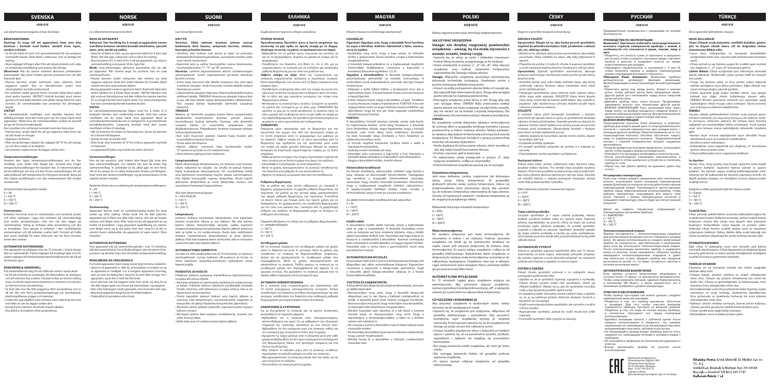## SVENSKA

HS8101E

Läs säkerhetsanvisningarna innan du börjar.

### BRUKSANVISNING

**Varning: Se noga till att apparatens heta ytor inte kommer i kontakt med huden, särskilt öron, ögon, ansikte och hals.**

### Temperaturinställningar

0 = AV

I = 160 °C

II = 180 °C

III = 200 °C

### Värmematta:

### AUTOMATISK AVSTÄNGNING

### RENGÖRING & UNDERHÅLL

## NORSK

HS8101E

Les sikkerhetsinstruksjonene først.

### BRUK AV APPARATET

**Advarsel: Vær forsiktig for å unngå at apparatets varme overflater kommer i direkte kontakt med huden, spesielt ører, øyne, ansikt og nakke.**

### Varmeinnstillinger

0 = AV

I = 160 °C

II = 180 °C

III = 200 °C

### Varmeomslag

### AUTOMATISK AVSTENGNING

### RENGJØRING OG VEDLIKEHOLD

## SUOMI

HS8101E

Lue turvaohjeet ensin.

### KÄYTTÖ

**Varoitus: Vältä laitteen kuuman pinnan osumaa koskettaa ihon kanssa, erityisesti korvien, silmien, kasvojen ja kaulan kanssa.**

### Lämpöasetukset

0 = POIS PÄÄLTÄ

I = 160 °C

II = 180 °C

III = 200 °C

### Lämpöalusta

### AUTOMAATTINEN SAMMUTUS

### PUHDISTUS JA HUOLTO

## ΕΛΛΗΝΙΚΑ

HS8101E

### ΤΡΟΠΟΣ ΧΡΗΣΗΣ

### Ρυθμίσεις θερμοκρασίας

0 = ΑΠΕΝΕΡΓΟΠΟΙΗΣΗ

I = 160 °C

II = 180 °C

III = 200 °C

### Αντιθερμικό χαλάκι

### ΑΥΤΟΜΑΤΗ ΑΠΕΝΕΡΓΟΠΟΙΗΣΗ

### ΚΑΘΑΡΙΣΜΟΣ & ΣΥΝΤΗΡΗΣΗ

## MAGYAR

HS8101E

### HASZNÁLAT

### Hőmérséklet-beállítások

0 = KI

I = 160 °C

II = 180 °C

III = 200 °C

### Hőálló alátét

### AUTOMATIKUS KIKAPCSOLÁS

### TISZTÍTÁS ÉS KARBANTARTÁS

## POLSKI

HS8101E

### JAK UŻYWAĆ URZĄDZENIA

### Ustawienia temperatury

0 = WYŁ.

I = 160 °C

II = 180 °C

III = 200 °C

### Mata termoodporna

### AUTOMATYCZNE WYŁĄCZANIE

### CZYSZCZENIE I KONSERWACJA

## ČESKY

HS8101E

### NÁVOD K POUŽITÍ

### Nastavení ohřevu

0 = VYP.

I = 160 °C

II = 180 °C

III = 200 °C

### Teplu odolná podložka

### AUTOMATICKÉ VYPNUTÍ

### ČIŠTĚNÍ A ÚDRŽBA

## РУССКИЙ

HS8101E

### РУКОВОДСТВО ПО ЭКСПЛУАТАЦИИ

### Регулировка температуры

0 = ВЫКЛЮЧЕН

I = 160 °C

II = 180 °C

III = 200 °C

### Термоизоляционный коврик

### АВТОМАТИЧЕСКОЕ ВЫКЛЮЧЕНИЕ

### ОЧИСТКА И ОБСЛУЖИВАНИЕ

## TÜRKÇE

HS8101E

### NASIL KULLANILIR

### Isı Ayarları

0 = Kapalı

I = 160 °C

II = 180 °C

III = 200 °C

### Sıcaklık Matı

### OTOMATİK KAPANMA

### TEMİZLİK VE BAKIM

İthalatçı Firma: Ertek Elektrik İç Ticaret A.Ş.